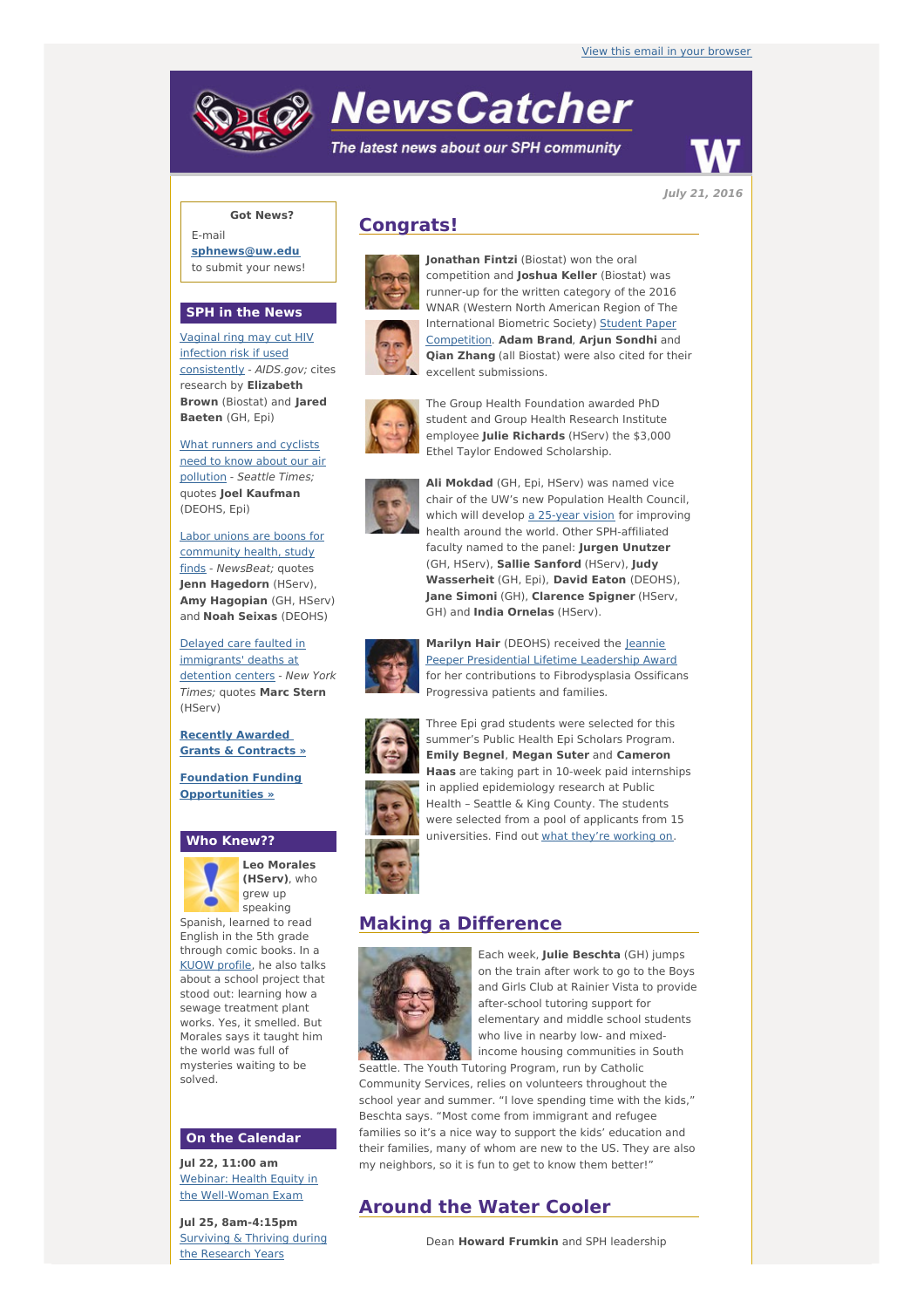View this email in your browser

# NewsCatcher

*The latest news about our SPH community*

*July 21, 2016*

**Got News?**

E-mail **sphnews@uw.edu** to submit your news!

## SPH in the News

Vaginal ring may cut HIV infection risk if used consistently - *AIDS.gov;* cites research by **Elizabeth Brown** (Biostat) and **Jared Baeten** (GH, Epi)

What runners and cyclists need to know about our air pollution - *Seattle Times;* quotes **Joel Kaufman** (DEOHS, Epi)

Labor unions are boons for community health, study finds - *NewsBeat;* quotes **Jenn Hagedorn** (HServ), **Amy Hagopian** (GH, HServ) and **Noah Seixas** (DEOHS)

Delayed care faulted in immigrants' deaths at detention centers - *New York Times;* quotes **Marc Stern** (HServ)

**Recently Awarded Grants & Contracts »**

**Foundation Funding Opportunities »**

## Who Knew??

**Leo Morales (HServ)**, who grew up speaking Spanish, learned to read English in the 5th grade through comic books. In a KUOW profile, he also talks about a school project that stood out: learning how a sewage treatment plant works. Yes, it smelled. But Morales says it taught him the world was full of mysteries waiting to be solved.

## On the Calendar

**Jul 22, 11:00 am**
Webinar: Health Equity in the Well-Woman Exam

**Jul 25, 8am-4:15pm**
Surviving & Thriving during the Research Years

## Congrats!

**Jonathan Fintzi** (Biostat) won the oral competition and **Joshua Keller** (Biostat) was runner-up for the written category of the 2016 WNAR (Western North American Region of The International Biometric Society) Student Paper Competition. **Adam Brand**, **Arjun Sondhi** and **Qian Zhang** (all Biostat) were also cited for their excellent submissions.

The Group Health Foundation awarded PhD student and Group Health Research Institute employee **Julie Richards** (HServ) the $3,000 Ethel Taylor Endowed Scholarship.

**Ali Mokdad** (GH, Epi, HServ) was named vice chair of the UW's new Population Health Council, which will develop a 25-year vision for improving health around the world. Other SPH-affiliated faculty named to the panel: **Jurgen Unutzer** (GH, HServ), **Sallie Sanford** (HServ), **Judy Wasserheit** (GH, Epi), **David Eaton** (DEOHS), **Jane Simoni** (GH), **Clarence Spigner** (HServ, GH) and **India Ornelas** (HServ).

**Marilyn Hair** (DEOHS) received the Jeannie Peeper Presidential Lifetime Leadership Award for her contributions to Fibrodysplasia Ossificans Progressiva patients and families.

Three Epi grad students were selected for this summer's Public Health Epi Scholars Program. **Emily Begnel**, **Megan Suter** and **Cameron Haas** are taking part in 10-week paid internships in applied epidemiology research at Public Health – Seattle & King County. The students were selected from a pool of applicants from 15 universities. Find out what they're working on.

## Making a Difference

Each week, **Julie Beschta** (GH) jumps on the train after work to go to the Boys and Girls Club at Rainier Vista to provide after-school tutoring support for elementary and middle school students who live in nearby low- and mixed-income housing communities in South Seattle. The Youth Tutoring Program, run by Catholic Community Services, relies on volunteers throughout the school year and summer. "I love spending time with the kids," Beschta says. "Most come from immigrant and refugee families so it's a nice way to support the kids' education and their families, many of whom are new to the US. They are also my neighbors, so it is fun to get to know them better!"

## Around the Water Cooler

Dean **Howard Frumkin** and SPH leadership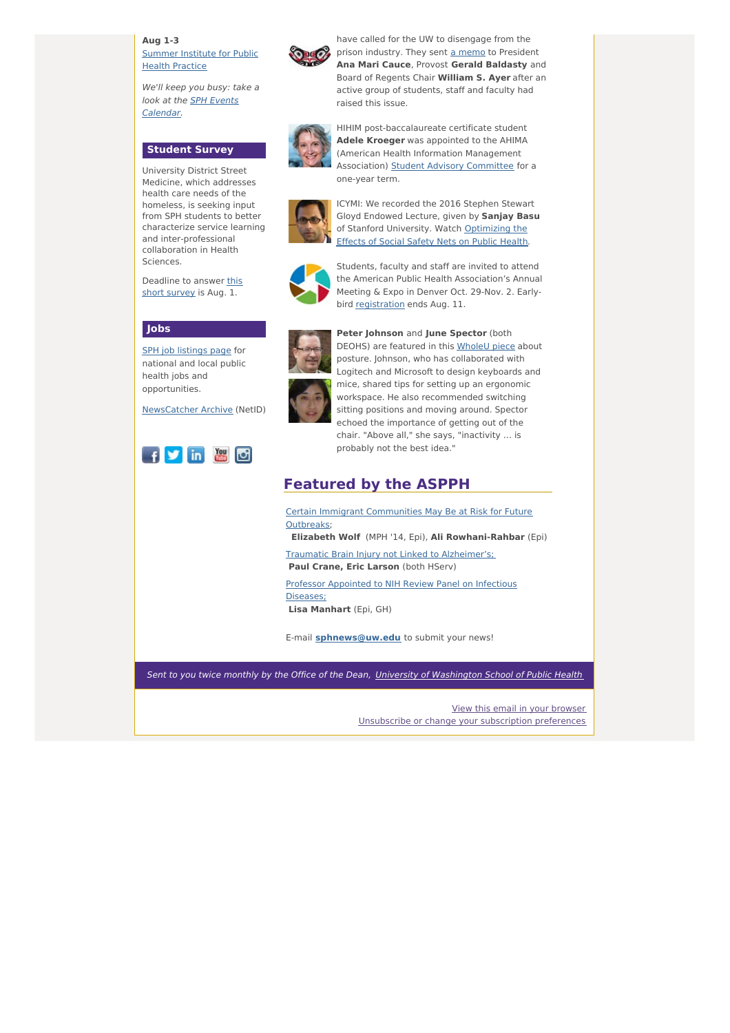**Aug 1-3**
Summer Institute for Public Health Practice

*We'll keep you busy: take a look at the SPH Events Calendar.*

## Student Survey

University District Street Medicine, which addresses health care needs of the homeless, is seeking input from SPH students to better characterize service learning and inter-professional collaboration in Health Sciences.

Deadline to answer this short survey is Aug. 1.

## Jobs

SPH job listings page for national and local public health jobs and opportunities.

NewsCatcher Archive (NetID)

have called for the UW to disengage from the prison industry. They sent a memo to President **Ana Mari Cauce**, Provost **Gerald Baldasty** and Board of Regents Chair **William S. Ayer** after an active group of students, staff and faculty had raised this issue.

HIHIM post-baccalaureate certificate student **Adele Kroeger** was appointed to the AHIMA (American Health Information Management Association) Student Advisory Committee for a one-year term.

ICYMI: We recorded the 2016 Stephen Stewart Gloyd Endowed Lecture, given by **Sanjay Basu** of Stanford University. Watch Optimizing the Effects of Social Safety Nets on Public Health.

Students, faculty and staff are invited to attend the American Public Health Association's Annual Meeting & Expo in Denver Oct. 29-Nov. 2. Early-bird registration ends Aug. 11.

**Peter Johnson** and **June Spector** (both DEOHS) are featured in this WholeU piece about posture. Johnson, who has collaborated with Logitech and Microsoft to design keyboards and mice, shared tips for setting up an ergonomic workspace. He also recommended switching sitting positions and moving around. Spector echoed the importance of getting out of the chair. "Above all," she says, "inactivity ... is probably not the best idea."

## Featured by the ASPPH

Certain Immigrant Communities May Be at Risk for Future Outbreaks;
**Elizabeth Wolf** (MPH '14, Epi), **Ali Rowhani-Rahbar** (Epi)

Traumatic Brain Injury not Linked to Alzheimer's;
**Paul Crane, Eric Larson** (both HServ)

Professor Appointed to NIH Review Panel on Infectious Diseases;
**Lisa Manhart** (Epi, GH)

E-mail **sphnews@uw.edu** to submit your news!

*Sent to you twice monthly by the Office of the Dean, University of Washington School of Public Health*

View this email in your browser
Unsubscribe or change your subscription preferences